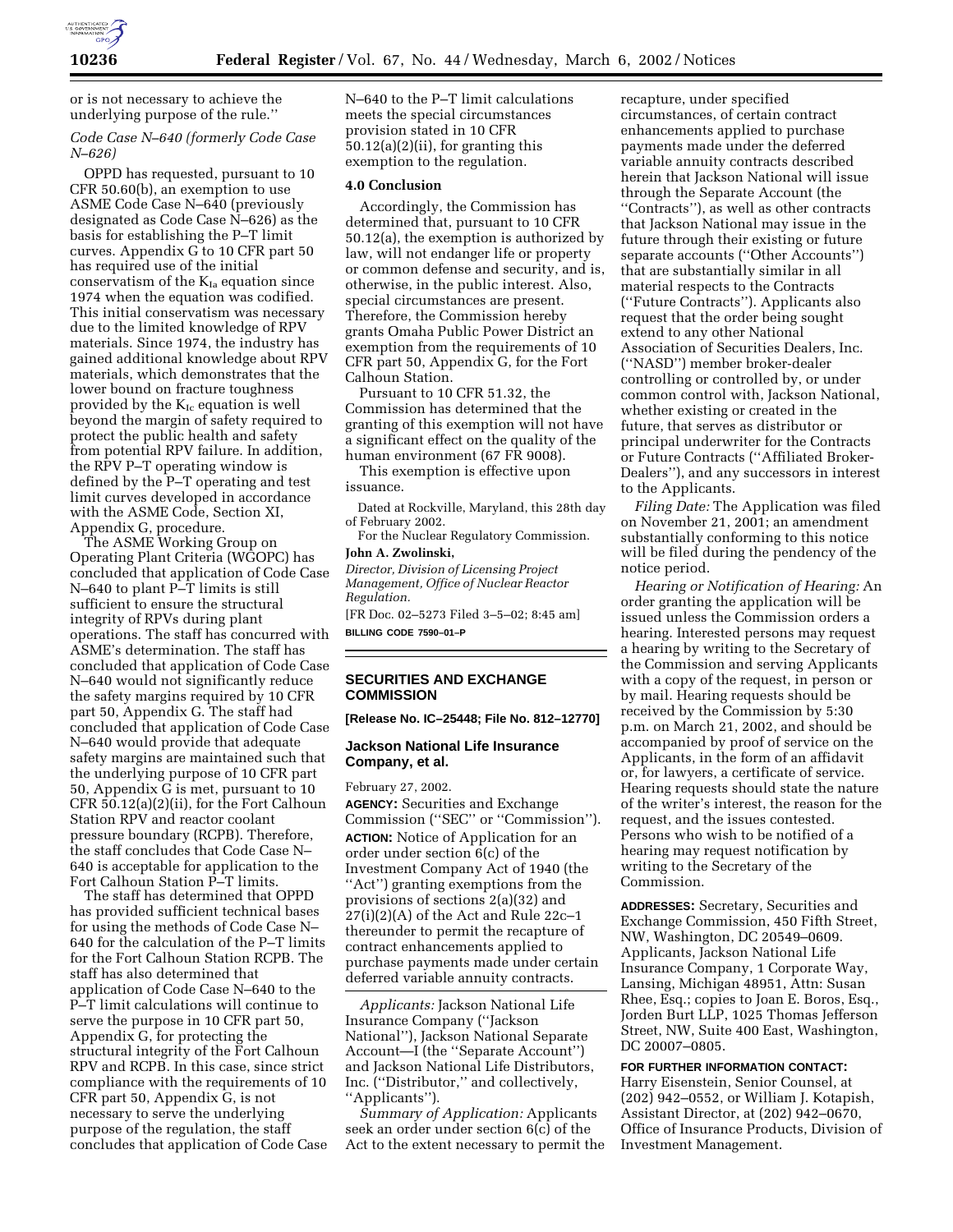or is not necessary to achieve the underlying purpose of the rule.''

*Code Case N–640 (formerly Code Case N–626)*

OPPD has requested, pursuant to 10 CFR 50.60(b), an exemption to use ASME Code Case N–640 (previously designated as Code Case N–626) as the basis for establishing the P–T limit curves. Appendix G to 10 CFR part 50 has required use of the initial conservatism of the $K_{Ia}$ equation since 1974 when the equation was codified. This initial conservatism was necessary due to the limited knowledge of RPV materials. Since 1974, the industry has gained additional knowledge about RPV materials, which demonstrates that the lower bound on fracture toughness provided by the $K_{Ic}$ equation is well beyond the margin of safety required to protect the public health and safety from potential RPV failure. In addition, the RPV P–T operating window is defined by the P–T operating and test limit curves developed in accordance with the ASME Code, Section XI, Appendix G, procedure.

The ASME Working Group on Operating Plant Criteria (WGOPC) has concluded that application of Code Case N–640 to plant P–T limits is still sufficient to ensure the structural integrity of RPVs during plant operations. The staff has concurred with ASME's determination. The staff has concluded that application of Code Case N–640 would not significantly reduce the safety margins required by 10 CFR part 50, Appendix G. The staff had concluded that application of Code Case N–640 would provide that adequate safety margins are maintained such that the underlying purpose of 10 CFR part 50, Appendix G is met, pursuant to 10 CFR 50.12(a)(2)(ii), for the Fort Calhoun Station RPV and reactor coolant pressure boundary (RCPB). Therefore, the staff concludes that Code Case N–640 is acceptable for application to the Fort Calhoun Station P–T limits.

The staff has determined that OPPD has provided sufficient technical bases for using the methods of Code Case N–640 for the calculation of the P–T limits for the Fort Calhoun Station RCPB. The staff has also determined that application of Code Case N–640 to the P–T limit calculations will continue to serve the purpose in 10 CFR part 50, Appendix G, for protecting the structural integrity of the Fort Calhoun RPV and RCPB. In this case, since strict compliance with the requirements of 10 CFR part 50, Appendix G, is not necessary to serve the underlying purpose of the regulation, the staff concludes that application of Code Case N–640 to the P–T limit calculations meets the special circumstances provision stated in 10 CFR 50.12(a)(2)(ii), for granting this exemption to the regulation.

**4.0 Conclusion**

Accordingly, the Commission has determined that, pursuant to 10 CFR 50.12(a), the exemption is authorized by law, will not endanger life or property or common defense and security, and is, otherwise, in the public interest. Also, special circumstances are present. Therefore, the Commission hereby grants Omaha Public Power District an exemption from the requirements of 10 CFR part 50, Appendix G, for the Fort Calhoun Station.

Pursuant to 10 CFR 51.32, the Commission has determined that the granting of this exemption will not have a significant effect on the quality of the human environment (67 FR 9008).

This exemption is effective upon issuance.

Dated at Rockville, Maryland, this 28th day of February 2002.

For the Nuclear Regulatory Commission.

**John A. Zwolinski,**

*Director, Division of Licensing Project Management, Office of Nuclear Reactor Regulation.*

[FR Doc. 02–5273 Filed 3–5–02; 8:45 am]

**BILLING CODE 7590–01–P**

## SECURITIES AND EXCHANGE COMMISSION

**[Release No. IC–25448; File No. 812–12770]**

### Jackson National Life Insurance Company, et al.

February 27, 2002.

**AGENCY:** Securities and Exchange Commission (''SEC'' or ''Commission'').

**ACTION:** Notice of Application for an order under section 6(c) of the Investment Company Act of 1940 (the ''Act'') granting exemptions from the provisions of sections 2(a)(32) and 27(i)(2)(A) of the Act and Rule 22c–1 thereunder to permit the recapture of contract enhancements applied to purchase payments made under certain deferred variable annuity contracts.

*Applicants:* Jackson National Life Insurance Company (''Jackson National''), Jackson National Separate Account—I (the ''Separate Account'') and Jackson National Life Distributors, Inc. (''Distributor,'' and collectively, ''Applicants'').

*Summary of Application:* Applicants seek an order under section 6(c) of the Act to the extent necessary to permit the recapture, under specified circumstances, of certain contract enhancements applied to purchase payments made under the deferred variable annuity contracts described herein that Jackson National will issue through the Separate Account (the ''Contracts''), as well as other contracts that Jackson National may issue in the future through their existing or future separate accounts (''Other Accounts'') that are substantially similar in all material respects to the Contracts (''Future Contracts''). Applicants also request that the order being sought extend to any other National Association of Securities Dealers, Inc. (''NASD'') member broker-dealer controlling or controlled by, or under common control with, Jackson National, whether existing or created in the future, that serves as distributor or principal underwriter for the Contracts or Future Contracts (''Affiliated Broker-Dealers''), and any successors in interest to the Applicants.

*Filing Date:* The Application was filed on November 21, 2001; an amendment substantially conforming to this notice will be filed during the pendency of the notice period.

*Hearing or Notification of Hearing:* An order granting the application will be issued unless the Commission orders a hearing. Interested persons may request a hearing by writing to the Secretary of the Commission and serving Applicants with a copy of the request, in person or by mail. Hearing requests should be received by the Commission by 5:30 p.m. on March 21, 2002, and should be accompanied by proof of service on the Applicants, in the form of an affidavit or, for lawyers, a certificate of service. Hearing requests should state the nature of the writer's interest, the reason for the request, and the issues contested. Persons who wish to be notified of a hearing may request notification by writing to the Secretary of the Commission.

**ADDRESSES:** Secretary, Securities and Exchange Commission, 450 Fifth Street, NW, Washington, DC 20549–0609. Applicants, Jackson National Life Insurance Company, 1 Corporate Way, Lansing, Michigan 48951, Attn: Susan Rhee, Esq.; copies to Joan E. Boros, Esq., Jorden Burt LLP, 1025 Thomas Jefferson Street, NW, Suite 400 East, Washington, DC 20007–0805.

**FOR FURTHER INFORMATION CONTACT:** Harry Eisenstein, Senior Counsel, at (202) 942–0552, or William J. Kotapish, Assistant Director, at (202) 942–0670, Office of Insurance Products, Division of Investment Management.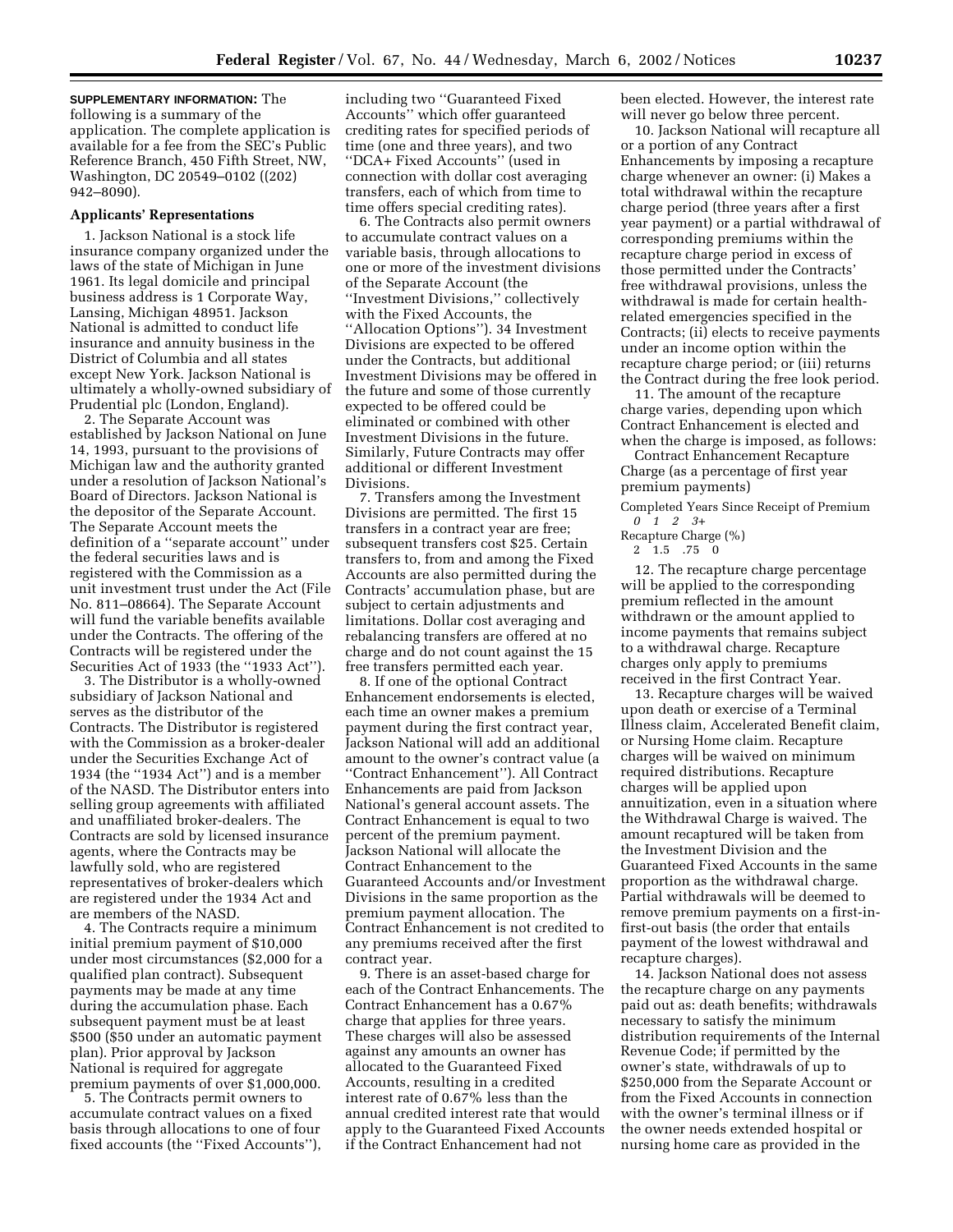**SUPPLEMENTARY INFORMATION:** The following is a summary of the application. The complete application is available for a fee from the SEC's Public Reference Branch, 450 Fifth Street, NW, Washington, DC 20549–0102 ((202) 942–8090).

### Applicants' Representations

1. Jackson National is a stock life insurance company organized under the laws of the state of Michigan in June 1961. Its legal domicile and principal business address is 1 Corporate Way, Lansing, Michigan 48951. Jackson National is admitted to conduct life insurance and annuity business in the District of Columbia and all states except New York. Jackson National is ultimately a wholly-owned subsidiary of Prudential plc (London, England).

2. The Separate Account was established by Jackson National on June 14, 1993, pursuant to the provisions of Michigan law and the authority granted under a resolution of Jackson National's Board of Directors. Jackson National is the depositor of the Separate Account. The Separate Account meets the definition of a ''separate account'' under the federal securities laws and is registered with the Commission as a unit investment trust under the Act (File No. 811–08664). The Separate Account will fund the variable benefits available under the Contracts. The offering of the Contracts will be registered under the Securities Act of 1933 (the ''1933 Act'').

3. The Distributor is a wholly-owned subsidiary of Jackson National and serves as the distributor of the Contracts. The Distributor is registered with the Commission as a broker-dealer under the Securities Exchange Act of 1934 (the ''1934 Act'') and is a member of the NASD. The Distributor enters into selling group agreements with affiliated and unaffiliated broker-dealers. The Contracts are sold by licensed insurance agents, where the Contracts may be lawfully sold, who are registered representatives of broker-dealers which are registered under the 1934 Act and are members of the NASD.

4. The Contracts require a minimum initial premium payment of $10,000 under most circumstances ($2,000 for a qualified plan contract). Subsequent payments may be made at any time during the accumulation phase. Each subsequent payment must be at least $500 ($50 under an automatic payment plan). Prior approval by Jackson National is required for aggregate premium payments of over $1,000,000.

5. The Contracts permit owners to accumulate contract values on a fixed basis through allocations to one of four fixed accounts (the ''Fixed Accounts''), including two ''Guaranteed Fixed Accounts'' which offer guaranteed crediting rates for specified periods of time (one and three years), and two ''DCA+ Fixed Accounts'' (used in connection with dollar cost averaging transfers, each of which from time to time offers special crediting rates).

6. The Contracts also permit owners to accumulate contract values on a variable basis, through allocations to one or more of the investment divisions of the Separate Account (the ''Investment Divisions,'' collectively with the Fixed Accounts, the ''Allocation Options''). 34 Investment Divisions are expected to be offered under the Contracts, but additional Investment Divisions may be offered in the future and some of those currently expected to be offered could be eliminated or combined with other Investment Divisions in the future. Similarly, Future Contracts may offer additional or different Investment Divisions.

7. Transfers among the Investment Divisions are permitted. The first 15 transfers in a contract year are free; subsequent transfers cost $25. Certain transfers to, from and among the Fixed Accounts are also permitted during the Contracts' accumulation phase, but are subject to certain adjustments and limitations. Dollar cost averaging and rebalancing transfers are offered at no charge and do not count against the 15 free transfers permitted each year.

8. If one of the optional Contract Enhancement endorsements is elected, each time an owner makes a premium payment during the first contract year, Jackson National will add an additional amount to the owner's contract value (a ''Contract Enhancement''). All Contract Enhancements are paid from Jackson National's general account assets. The Contract Enhancement is equal to two percent of the premium payment. Jackson National will allocate the Contract Enhancement to the Guaranteed Accounts and/or Investment Divisions in the same proportion as the premium payment allocation. The Contract Enhancement is not credited to any premiums received after the first contract year.

9. There is an asset-based charge for each of the Contract Enhancements. The Contract Enhancement has a 0.67% charge that applies for three years. These charges will also be assessed against any amounts an owner has allocated to the Guaranteed Fixed Accounts, resulting in a credited interest rate of 0.67% less than the annual credited interest rate that would apply to the Guaranteed Fixed Accounts if the Contract Enhancement had not been elected. However, the interest rate will never go below three percent.

10. Jackson National will recapture all or a portion of any Contract Enhancements by imposing a recapture charge whenever an owner: (i) Makes a total withdrawal within the recapture charge period (three years after a first year payment) or a partial withdrawal of corresponding premiums within the recapture charge period in excess of those permitted under the Contracts' free withdrawal provisions, unless the withdrawal is made for certain health-related emergencies specified in the Contracts; (ii) elects to receive payments under an income option within the recapture charge period; or (iii) returns the Contract during the free look period.

11. The amount of the recapture charge varies, depending upon which Contract Enhancement is elected and when the charge is imposed, as follows:

Contract Enhancement Recapture Charge (as a percentage of first year premium payments)

| | | | | |
|---|---|---|---|---|
| Completed Years Since Receipt of Premium | *0* | *1* | *2* | *3+* |
| Recapture Charge (%) | 2 | 1.5 | .75 | 0 |

12. The recapture charge percentage will be applied to the corresponding premium reflected in the amount withdrawn or the amount applied to income payments that remains subject to a withdrawal charge. Recapture charges only apply to premiums received in the first Contract Year.

13. Recapture charges will be waived upon death or exercise of a Terminal Illness claim, Accelerated Benefit claim, or Nursing Home claim. Recapture charges will be waived on minimum required distributions. Recapture charges will be applied upon annuitization, even in a situation where the Withdrawal Charge is waived. The amount recaptured will be taken from the Investment Division and the Guaranteed Fixed Accounts in the same proportion as the withdrawal charge. Partial withdrawals will be deemed to remove premium payments on a first-in-first-out basis (the order that entails payment of the lowest withdrawal and recapture charges).

14. Jackson National does not assess the recapture charge on any payments paid out as: death benefits; withdrawals necessary to satisfy the minimum distribution requirements of the Internal Revenue Code; if permitted by the owner's state, withdrawals of up to $250,000 from the Separate Account or from the Fixed Accounts in connection with the owner's terminal illness or if the owner needs extended hospital or nursing home care as provided in the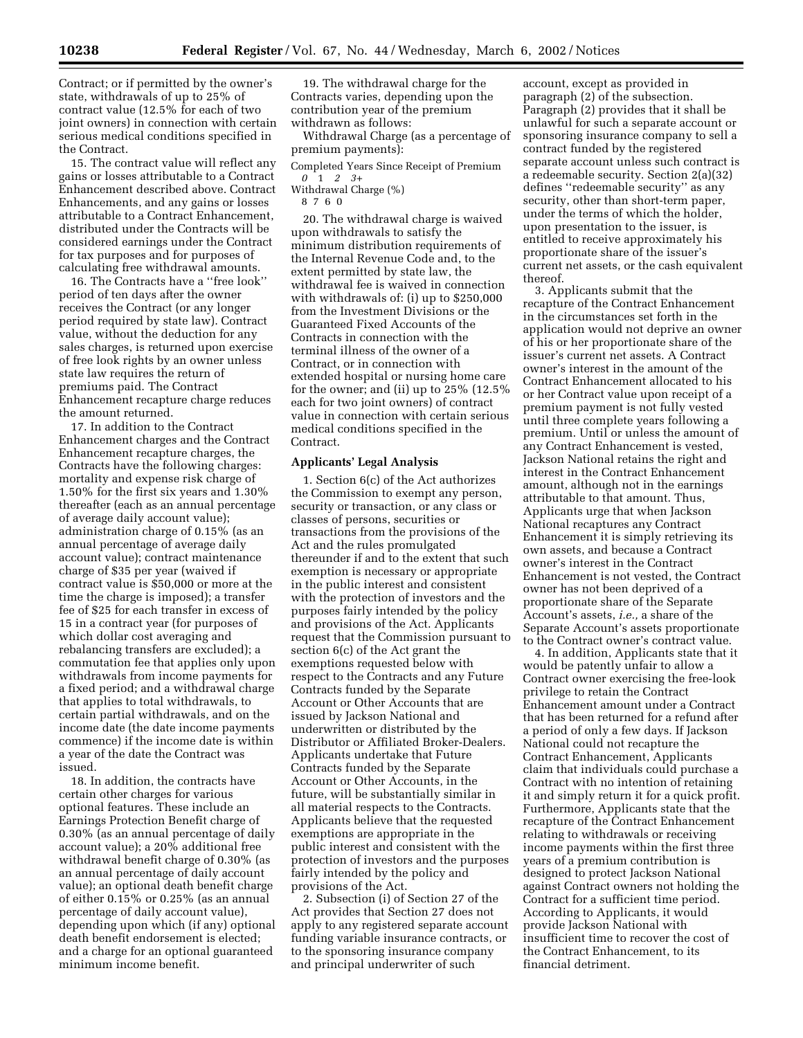Contract; or if permitted by the owner's state, withdrawals of up to 25% of contract value (12.5% for each of two joint owners) in connection with certain serious medical conditions specified in the Contract.

15. The contract value will reflect any gains or losses attributable to a Contract Enhancement described above. Contract Enhancements, and any gains or losses attributable to a Contract Enhancement, distributed under the Contracts will be considered earnings under the Contract for tax purposes and for purposes of calculating free withdrawal amounts.

16. The Contracts have a ''free look'' period of ten days after the owner receives the Contract (or any longer period required by state law). Contract value, without the deduction for any sales charges, is returned upon exercise of free look rights by an owner unless state law requires the return of premiums paid. The Contract Enhancement recapture charge reduces the amount returned.

17. In addition to the Contract Enhancement charges and the Contract Enhancement recapture charges, the Contracts have the following charges: mortality and expense risk charge of 1.50% for the first six years and 1.30% thereafter (each as an annual percentage of average daily account value); administration charge of 0.15% (as an annual percentage of average daily account value); contract maintenance charge of $35 per year (waived if contract value is $50,000 or more at the time the charge is imposed); a transfer fee of $25 for each transfer in excess of 15 in a contract year (for purposes of which dollar cost averaging and rebalancing transfers are excluded); a commutation fee that applies only upon withdrawals from income payments for a fixed period; and a withdrawal charge that applies to total withdrawals, to certain partial withdrawals, and on the income date (the date income payments commence) if the income date is within a year of the date the Contract was issued.

18. In addition, the contracts have certain other charges for various optional features. These include an Earnings Protection Benefit charge of 0.30% (as an annual percentage of daily account value); a 20% additional free withdrawal benefit charge of 0.30% (as an annual percentage of daily account value); an optional death benefit charge of either 0.15% or 0.25% (as an annual percentage of daily account value), depending upon which (if any) optional death benefit endorsement is elected; and a charge for an optional guaranteed minimum income benefit.

19. The withdrawal charge for the Contracts varies, depending upon the contribution year of the premium withdrawn as follows:

Withdrawal Charge (as a percentage of premium payments):

| Completed Years Since Receipt of Premium | 0 | 1 | 2 | 3+ |
|---|---|---|---|---|
| Withdrawal Charge (%) | 8 | 7 | 6 | 0 |

20. The withdrawal charge is waived upon withdrawals to satisfy the minimum distribution requirements of the Internal Revenue Code and, to the extent permitted by state law, the withdrawal fee is waived in connection with withdrawals of: (i) up to $250,000 from the Investment Divisions or the Guaranteed Fixed Accounts of the Contracts in connection with the terminal illness of the owner of a Contract, or in connection with extended hospital or nursing home care for the owner; and (ii) up to 25% (12.5% each for two joint owners) of contract value in connection with certain serious medical conditions specified in the Contract.

**Applicants' Legal Analysis**

1. Section 6(c) of the Act authorizes the Commission to exempt any person, security or transaction, or any class or classes of persons, securities or transactions from the provisions of the Act and the rules promulgated thereunder if and to the extent that such exemption is necessary or appropriate in the public interest and consistent with the protection of investors and the purposes fairly intended by the policy and provisions of the Act. Applicants request that the Commission pursuant to section 6(c) of the Act grant the exemptions requested below with respect to the Contracts and any Future Contracts funded by the Separate Account or Other Accounts that are issued by Jackson National and underwritten or distributed by the Distributor or Affiliated Broker-Dealers. Applicants undertake that Future Contracts funded by the Separate Account or Other Accounts, in the future, will be substantially similar in all material respects to the Contracts. Applicants believe that the requested exemptions are appropriate in the public interest and consistent with the protection of investors and the purposes fairly intended by the policy and provisions of the Act.

2. Subsection (i) of Section 27 of the Act provides that Section 27 does not apply to any registered separate account funding variable insurance contracts, or to the sponsoring insurance company and principal underwriter of such account, except as provided in paragraph (2) of the subsection. Paragraph (2) provides that it shall be unlawful for such a separate account or sponsoring insurance company to sell a contract funded by the registered separate account unless such contract is a redeemable security. Section 2(a)(32) defines ''redeemable security'' as any security, other than short-term paper, under the terms of which the holder, upon presentation to the issuer, is entitled to receive approximately his proportionate share of the issuer's current net assets, or the cash equivalent thereof.

3. Applicants submit that the recapture of the Contract Enhancement in the circumstances set forth in the application would not deprive an owner of his or her proportionate share of the issuer's current net assets. A Contract owner's interest in the amount of the Contract Enhancement allocated to his or her Contract value upon receipt of a premium payment is not fully vested until three complete years following a premium. Until or unless the amount of any Contract Enhancement is vested, Jackson National retains the right and interest in the Contract Enhancement amount, although not in the earnings attributable to that amount. Thus, Applicants urge that when Jackson National recaptures any Contract Enhancement it is simply retrieving its own assets, and because a Contract owner's interest in the Contract Enhancement is not vested, the Contract owner has not been deprived of a proportionate share of the Separate Account's assets, *i.e.,* a share of the Separate Account's assets proportionate to the Contract owner's contract value.

4. In addition, Applicants state that it would be patently unfair to allow a Contract owner exercising the free-look privilege to retain the Contract Enhancement amount under a Contract that has been returned for a refund after a period of only a few days. If Jackson National could not recapture the Contract Enhancement, Applicants claim that individuals could purchase a Contract with no intention of retaining it and simply return it for a quick profit. Furthermore, Applicants state that the recapture of the Contract Enhancement relating to withdrawals or receiving income payments within the first three years of a premium contribution is designed to protect Jackson National against Contract owners not holding the Contract for a sufficient time period. According to Applicants, it would provide Jackson National with insufficient time to recover the cost of the Contract Enhancement, to its financial detriment.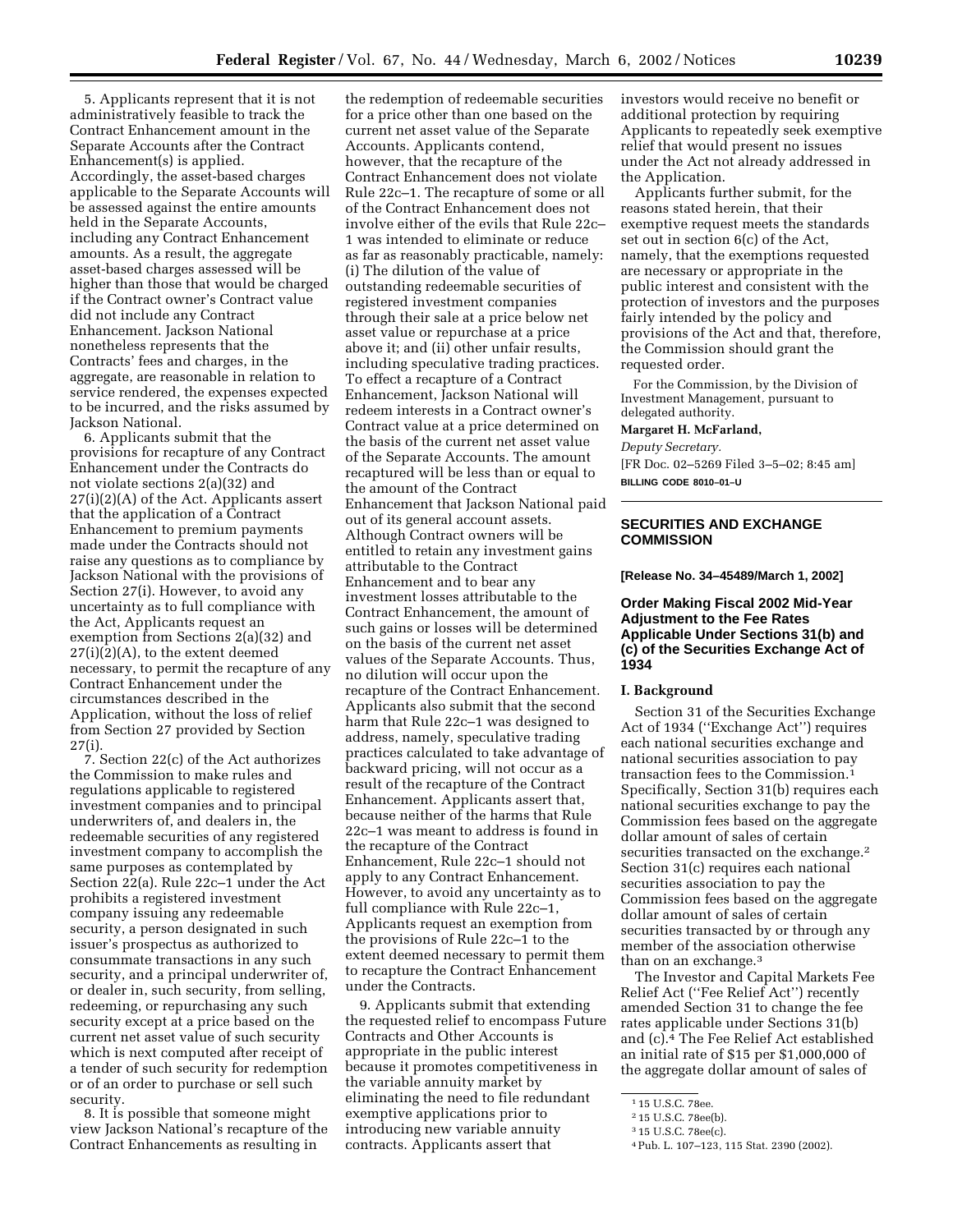5. Applicants represent that it is not administratively feasible to track the Contract Enhancement amount in the Separate Accounts after the Contract Enhancement(s) is applied. Accordingly, the asset-based charges applicable to the Separate Accounts will be assessed against the entire amounts held in the Separate Accounts, including any Contract Enhancement amounts. As a result, the aggregate asset-based charges assessed will be higher than those that would be charged if the Contract owner's Contract value did not include any Contract Enhancement. Jackson National nonetheless represents that the Contracts' fees and charges, in the aggregate, are reasonable in relation to service rendered, the expenses expected to be incurred, and the risks assumed by Jackson National.

6. Applicants submit that the provisions for recapture of any Contract Enhancement under the Contracts do not violate sections 2(a)(32) and 27(i)(2)(A) of the Act. Applicants assert that the application of a Contract Enhancement to premium payments made under the Contracts should not raise any questions as to compliance by Jackson National with the provisions of Section 27(i). However, to avoid any uncertainty as to full compliance with the Act, Applicants request an exemption from Sections 2(a)(32) and 27(i)(2)(A), to the extent deemed necessary, to permit the recapture of any Contract Enhancement under the circumstances described in the Application, without the loss of relief from Section 27 provided by Section 27(i).

7. Section 22(c) of the Act authorizes the Commission to make rules and regulations applicable to registered investment companies and to principal underwriters of, and dealers in, the redeemable securities of any registered investment company to accomplish the same purposes as contemplated by Section 22(a). Rule 22c–1 under the Act prohibits a registered investment company issuing any redeemable security, a person designated in such issuer's prospectus as authorized to consummate transactions in any such security, and a principal underwriter of, or dealer in, such security, from selling, redeeming, or repurchasing any such security except at a price based on the current net asset value of such security which is next computed after receipt of a tender of such security for redemption or of an order to purchase or sell such security.

8. It is possible that someone might view Jackson National's recapture of the Contract Enhancements as resulting in the redemption of redeemable securities for a price other than one based on the current net asset value of the Separate Accounts. Applicants contend, however, that the recapture of the Contract Enhancement does not violate Rule 22c–1. The recapture of some or all of the Contract Enhancement does not involve either of the evils that Rule 22c–1 was intended to eliminate or reduce as far as reasonably practicable, namely: (i) The dilution of the value of outstanding redeemable securities of registered investment companies through their sale at a price below net asset value or repurchase at a price above it; and (ii) other unfair results, including speculative trading practices. To effect a recapture of a Contract Enhancement, Jackson National will redeem interests in a Contract owner's Contract value at a price determined on the basis of the current net asset value of the Separate Accounts. The amount recaptured will be less than or equal to the amount of the Contract Enhancement that Jackson National paid out of its general account assets. Although Contract owners will be entitled to retain any investment gains attributable to the Contract Enhancement and to bear any investment losses attributable to the Contract Enhancement, the amount of such gains or losses will be determined on the basis of the current net asset values of the Separate Accounts. Thus, no dilution will occur upon the recapture of the Contract Enhancement. Applicants also submit that the second harm that Rule 22c–1 was designed to address, namely, speculative trading practices calculated to take advantage of backward pricing, will not occur as a result of the recapture of the Contract Enhancement. Applicants assert that, because neither of the harms that Rule 22c–1 was meant to address is found in the recapture of the Contract Enhancement, Rule 22c–1 should not apply to any Contract Enhancement. However, to avoid any uncertainty as to full compliance with Rule 22c–1, Applicants request an exemption from the provisions of Rule 22c–1 to the extent deemed necessary to permit them to recapture the Contract Enhancement under the Contracts.

9. Applicants submit that extending the requested relief to encompass Future Contracts and Other Accounts is appropriate in the public interest because it promotes competitiveness in the variable annuity market by eliminating the need to file redundant exemptive applications prior to introducing new variable annuity contracts. Applicants assert that investors would receive no benefit or additional protection by requiring Applicants to repeatedly seek exemptive relief that would present no issues under the Act not already addressed in the Application.

Applicants further submit, for the reasons stated herein, that their exemptive request meets the standards set out in section 6(c) of the Act, namely, that the exemptions requested are necessary or appropriate in the public interest and consistent with the protection of investors and the purposes fairly intended by the policy and provisions of the Act and that, therefore, the Commission should grant the requested order.

For the Commission, by the Division of Investment Management, pursuant to delegated authority.

**Margaret H. McFarland,**

*Deputy Secretary.*

[FR Doc. 02–5269 Filed 3–5–02; 8:45 am]

**BILLING CODE 8010–01–U**

## SECURITIES AND EXCHANGE COMMISSION

**[Release No. 34–45489/March 1, 2002]**

### Order Making Fiscal 2002 Mid-Year Adjustment to the Fee Rates Applicable Under Sections 31(b) and (c) of the Securities Exchange Act of 1934

#### I. Background

Section 31 of the Securities Exchange Act of 1934 ("Exchange Act") requires each national securities exchange and national securities association to pay transaction fees to the Commission.[1] Specifically, Section 31(b) requires each national securities exchange to pay the Commission fees based on the aggregate dollar amount of sales of certain securities transacted on the exchange.[2] Section 31(c) requires each national securities association to pay the Commission fees based on the aggregate dollar amount of sales of certain securities transacted by or through any member of the association otherwise than on an exchange.[3]

The Investor and Capital Markets Fee Relief Act ("Fee Relief Act") recently amended Section 31 to change the fee rates applicable under Sections 31(b) and (c).[4] The Fee Relief Act established an initial rate of $15 per $1,000,000 of the aggregate dollar amount of sales of

[1] 15 U.S.C. 78ee.

[2] 15 U.S.C. 78ee(b).

[3] 15 U.S.C. 78ee(c).

[4] Pub. L. 107–123, 115 Stat. 2390 (2002).